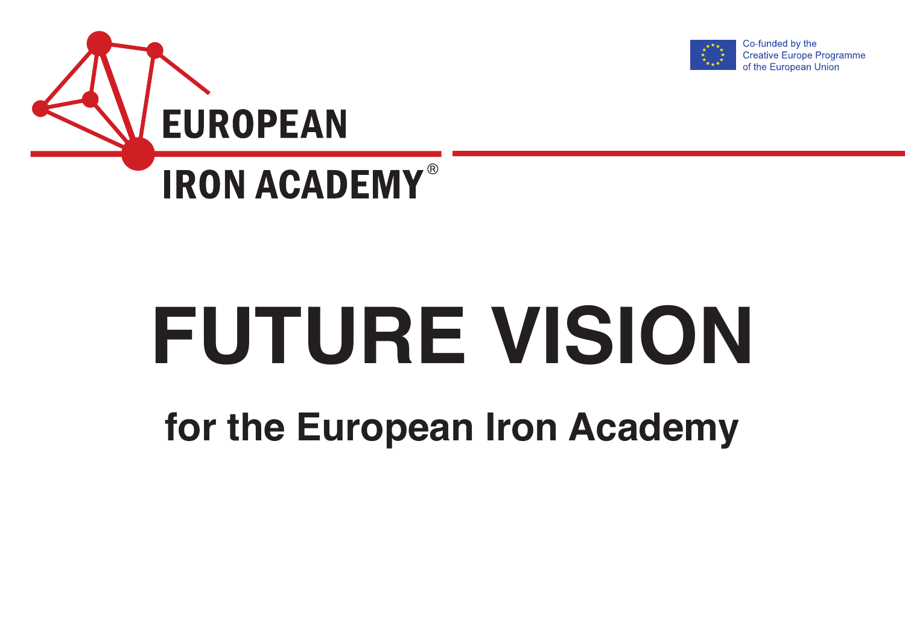EUROPEAN IRON ACADEMY®

Co-funded by the Creative Europe Programme of the European Union

# FUTURE VISION

## for the European Iron Academy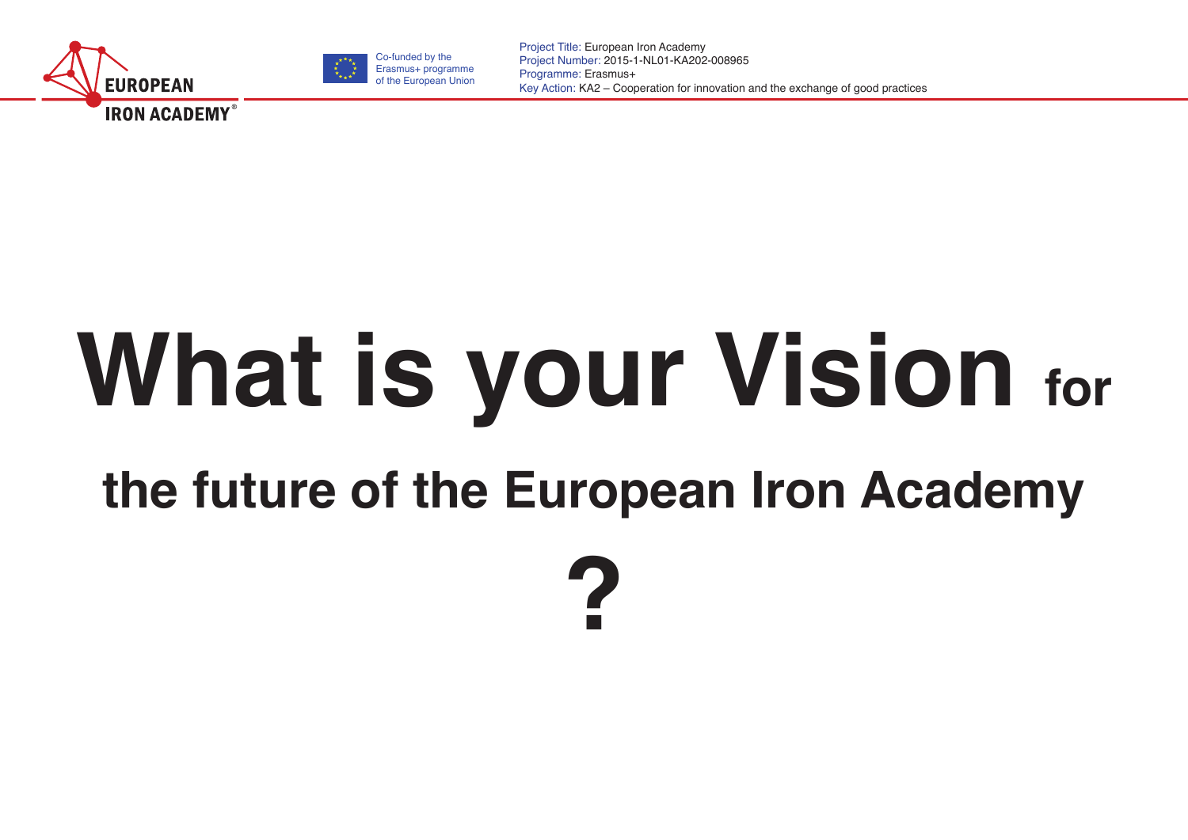# What is your Vision for the future of the European Iron Academy ?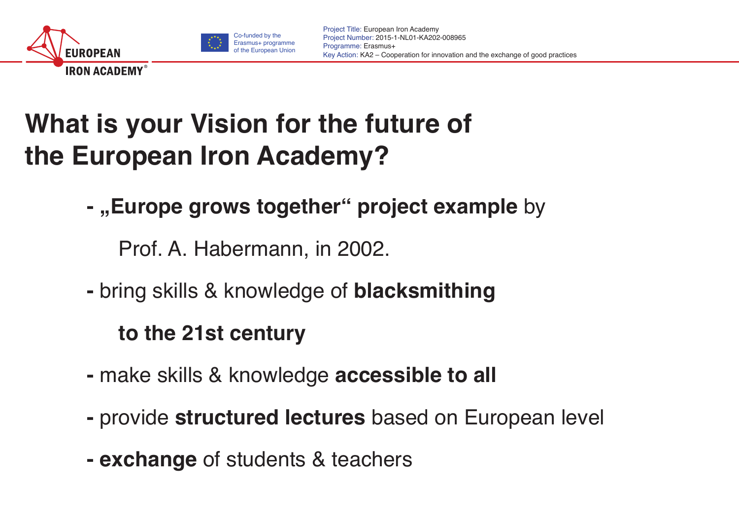# What is your Vision for the future of the European Iron Academy?

- **„Europe grows together“ project example** by Prof. A. Habermann, in 2002.
- bring skills & knowledge of **blacksmithing to the 21st century**
- make skills & knowledge **accessible to all**
- provide **structured lectures** based on European level
- **exchange** of students & teachers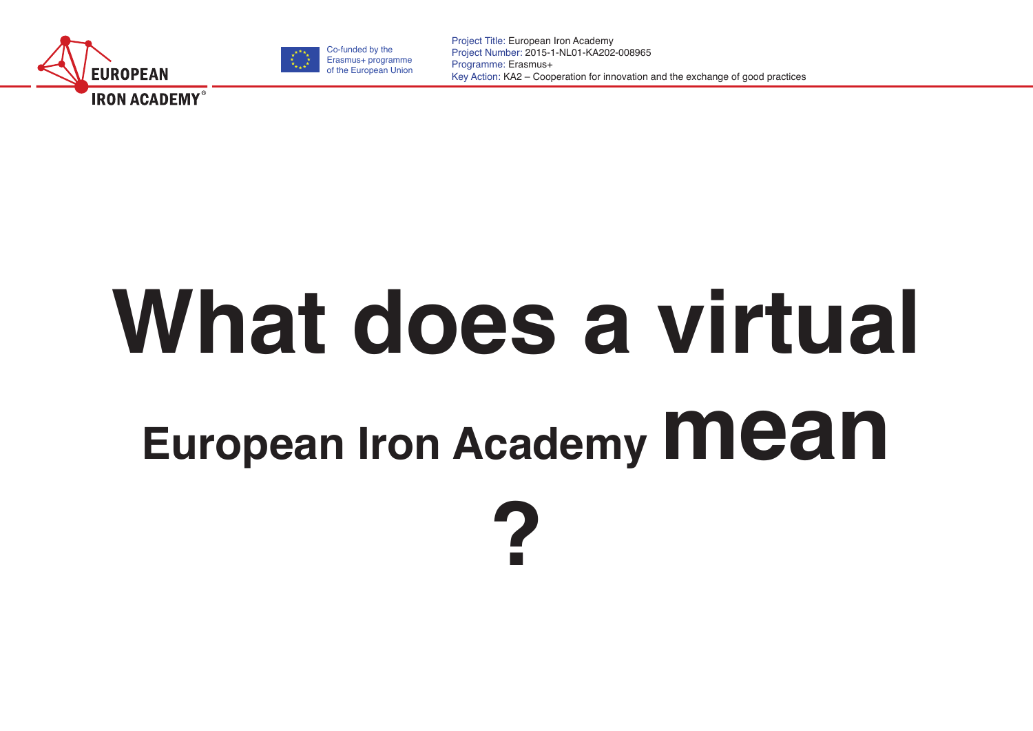# What does a virtual European Iron Academy mean ?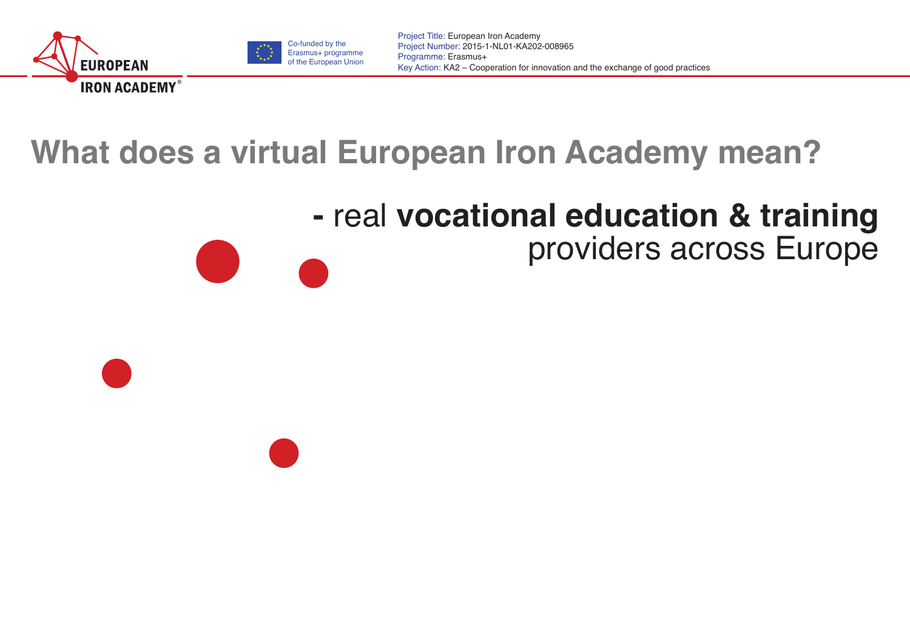# What does a virtual European Iron Academy mean?

**-** real **vocational education & training** providers across Europe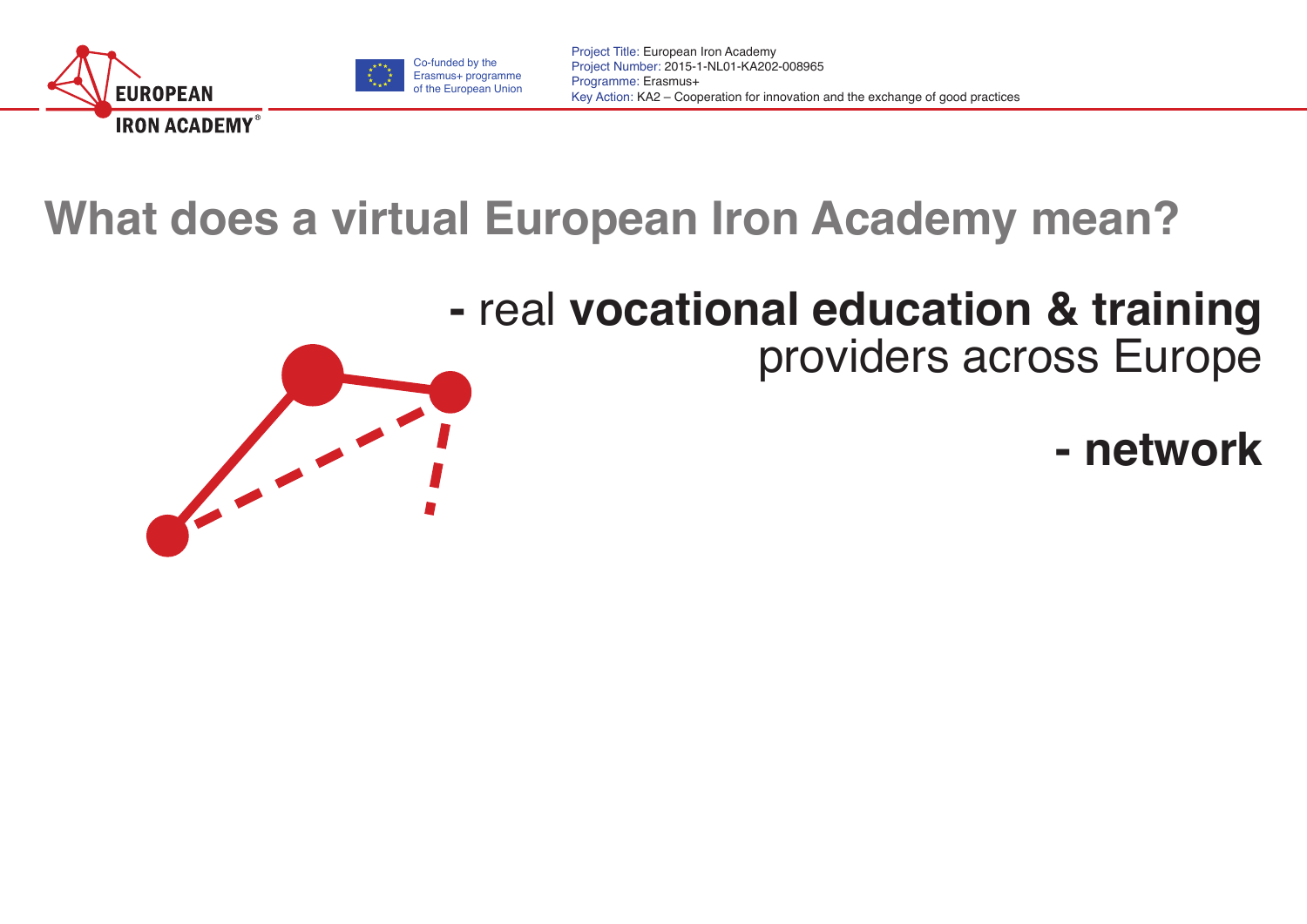# What does a virtual European Iron Academy mean?

**-** real **vocational education & training** providers across Europe

**- network**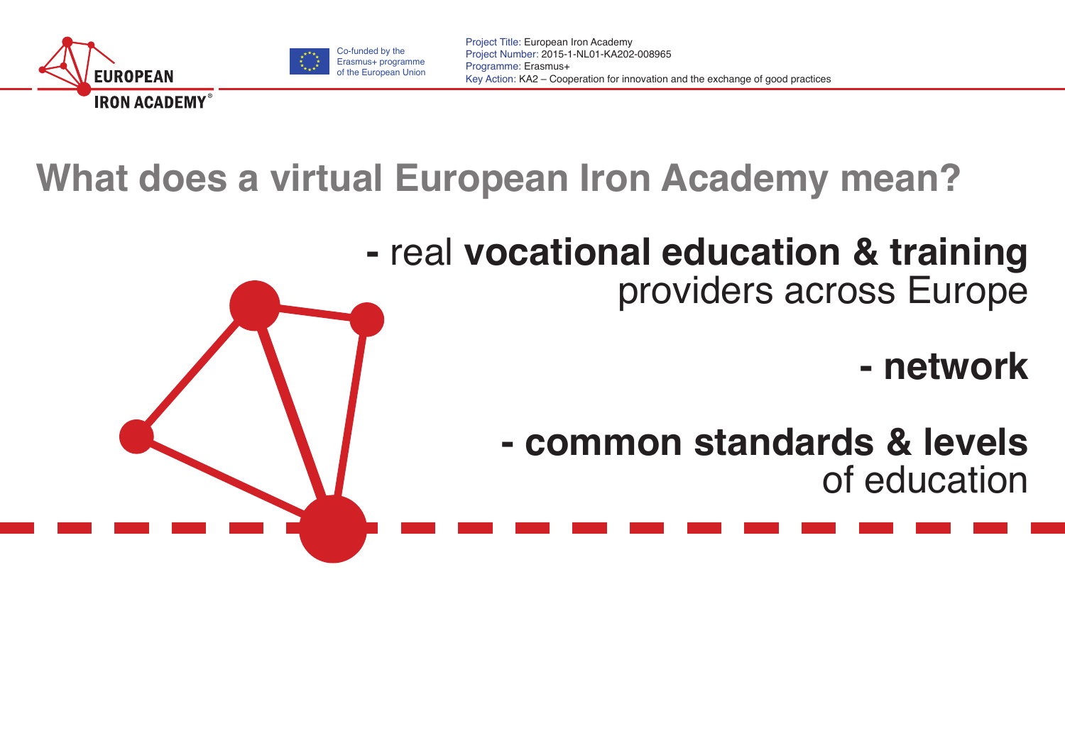# What does a virtual European Iron Academy mean?

- real **vocational education & training** providers across Europe
- **network**
- **common standards & levels** of education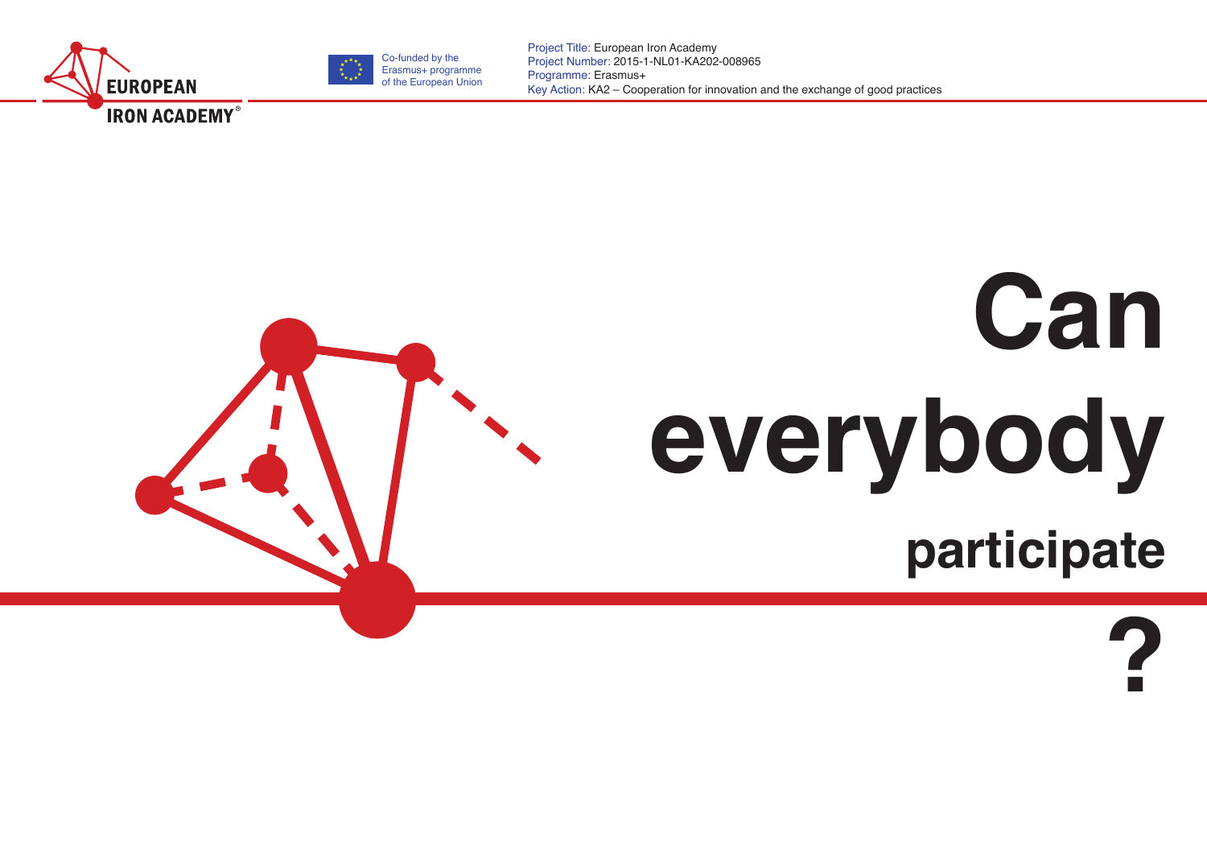# Can everybody participate?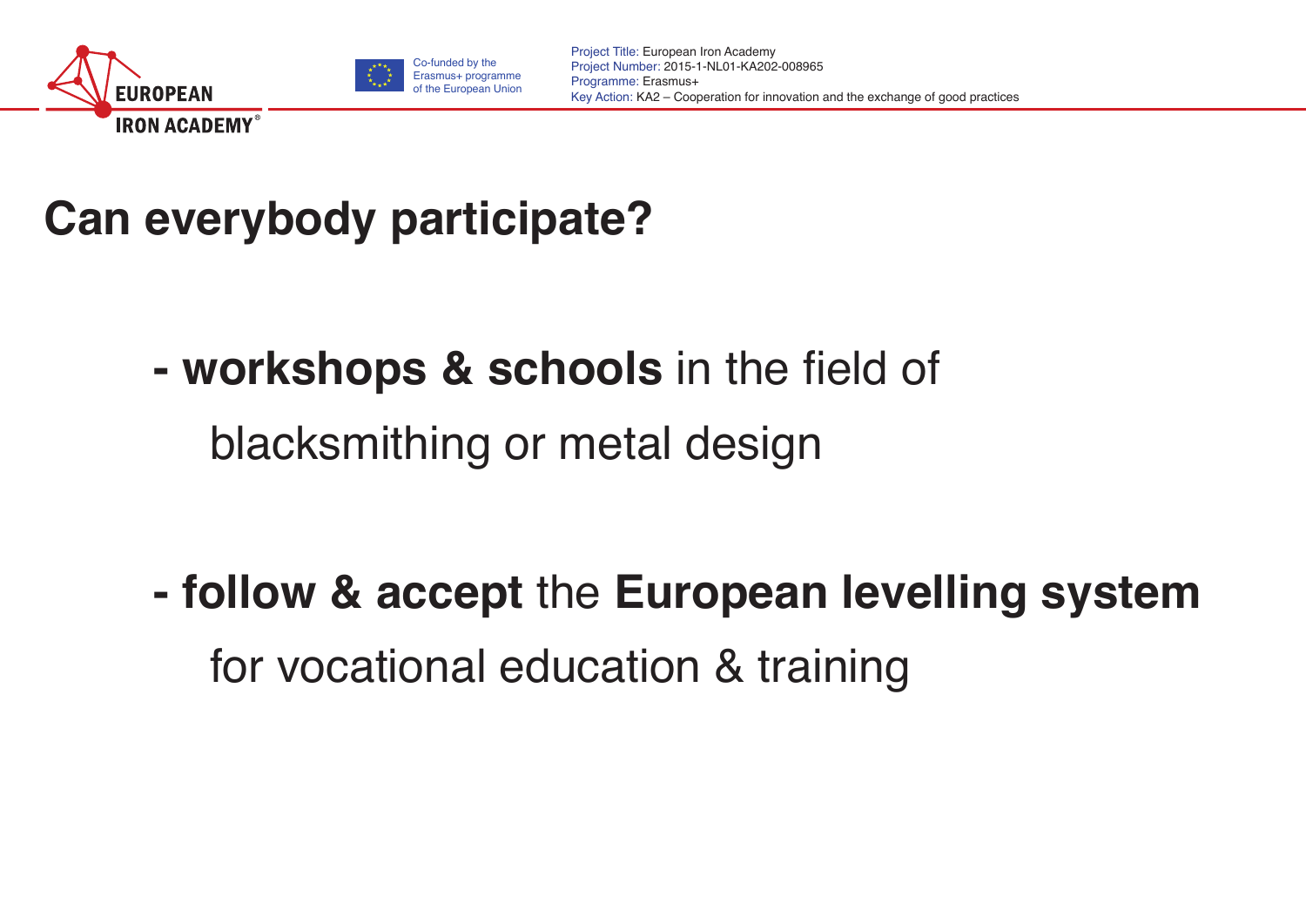# Can everybody participate?

- **workshops & schools** in the field of blacksmithing or metal design

- **follow & accept** the **European levelling system** for vocational education & training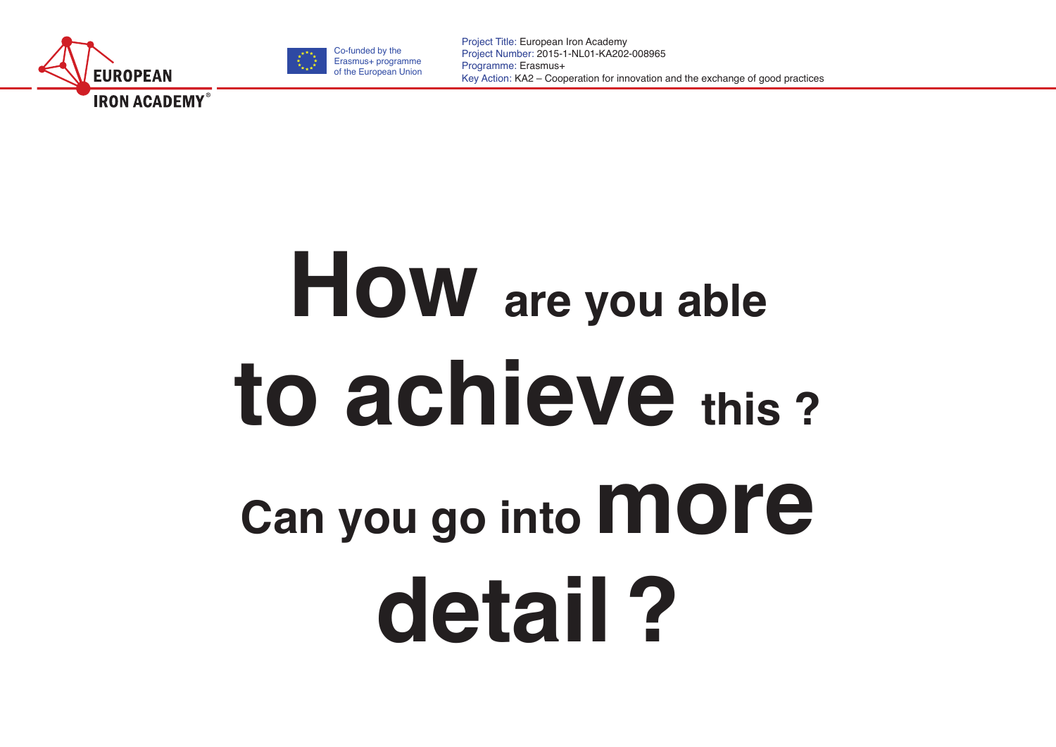**How are you able to achieve this ?**

**Can you go into more detail ?**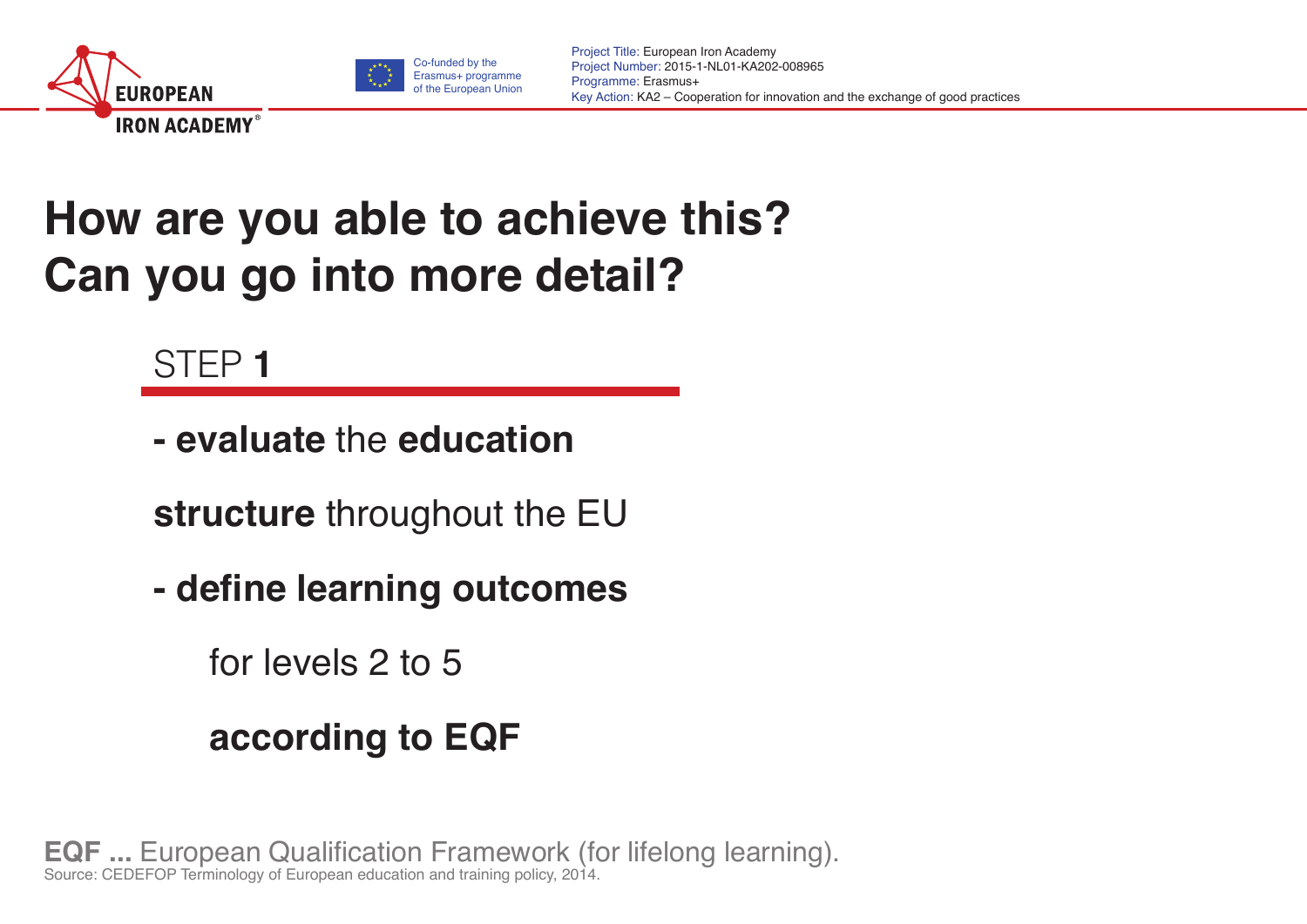# How are you able to achieve this? Can you go into more detail?

## STEP **1**

- **evaluate** the **education structure** throughout the EU
- **define learning outcomes** for levels 2 to 5 **according to EQF**

**EQF ...** European Qualification Framework (for lifelong learning).
Source: CEDEFOP Terminology of European education and training policy, 2014.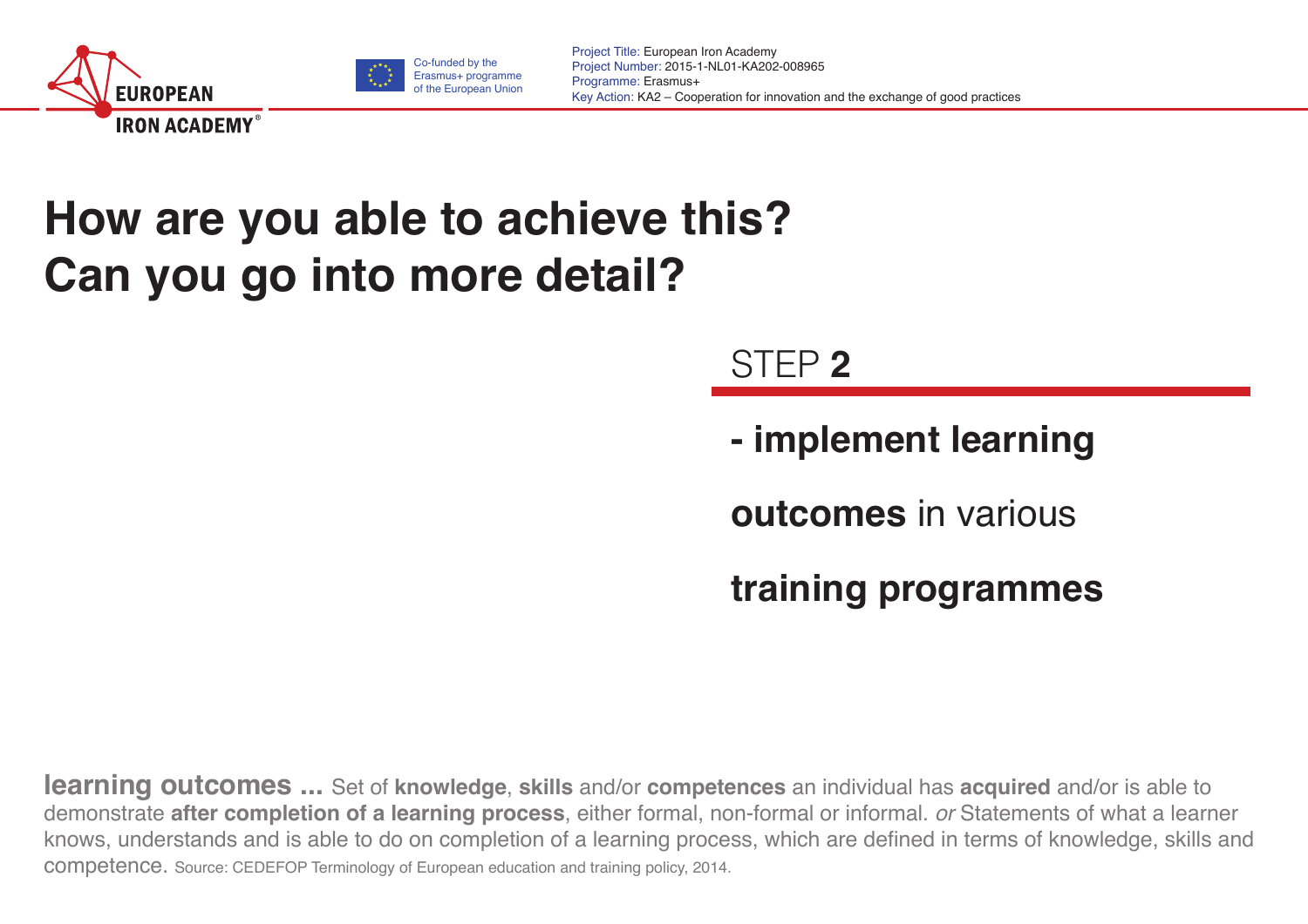# How are you able to achieve this?
# Can you go into more detail?

STEP **2**

**- implement learning outcomes** in various **training programmes**

**learning outcomes ...** Set of **knowledge**, **skills** and/or **competences** an individual has **acquired** and/or is able to demonstrate **after completion of a learning process**, either formal, non-formal or informal. *or* Statements of what a learner knows, understands and is able to do on completion of a learning process, which are defined in terms of knowledge, skills and competence. Source: CEDEFOP Terminology of European education and training policy, 2014.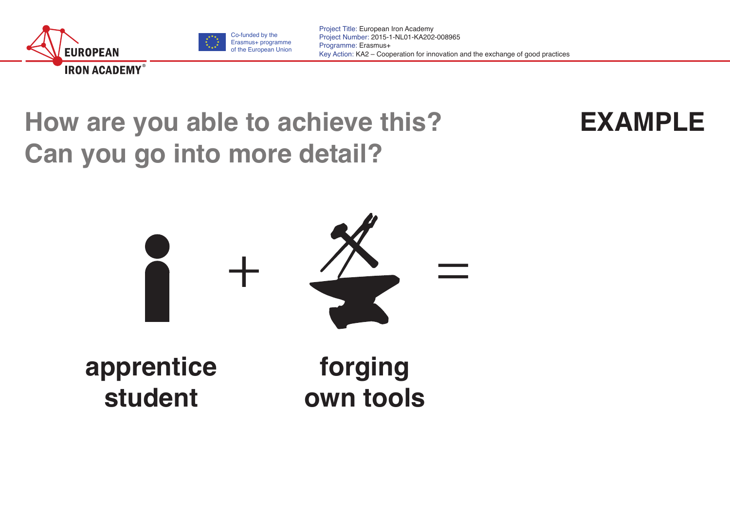# How are you able to achieve this? Can you go into more detail?

**EXAMPLE**

+ =

**apprentice student**

**forging own tools**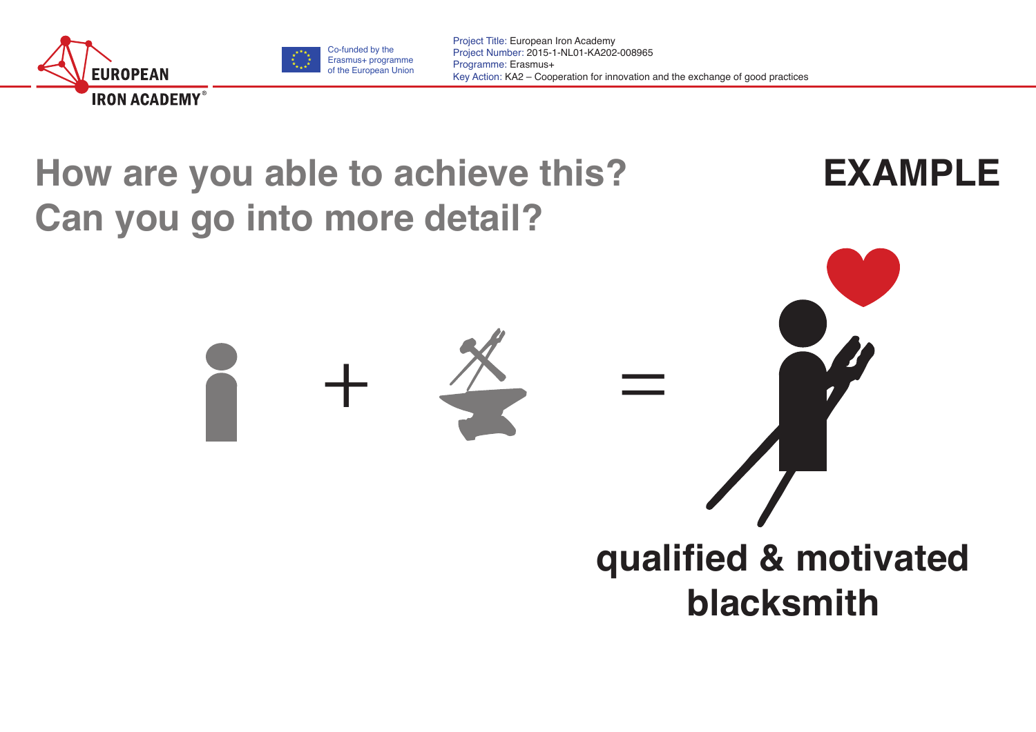# How are you able to achieve this? Can you go into more detail?

**EXAMPLE**

+ =

**qualified & motivated blacksmith**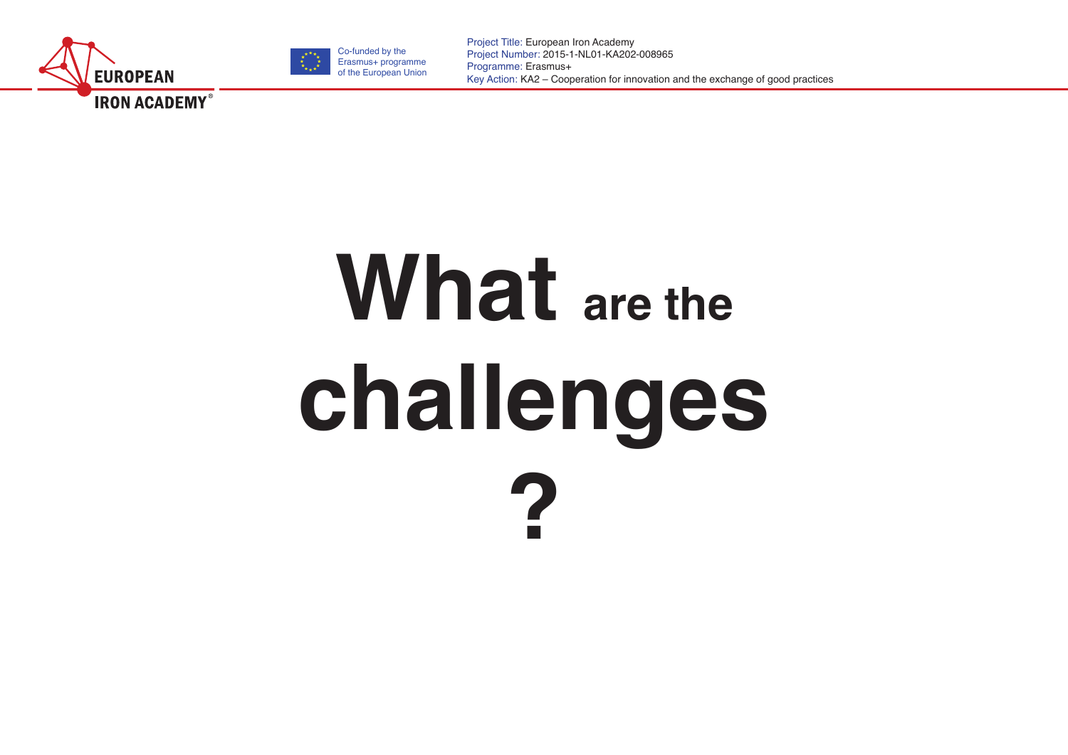# What are the challenges ?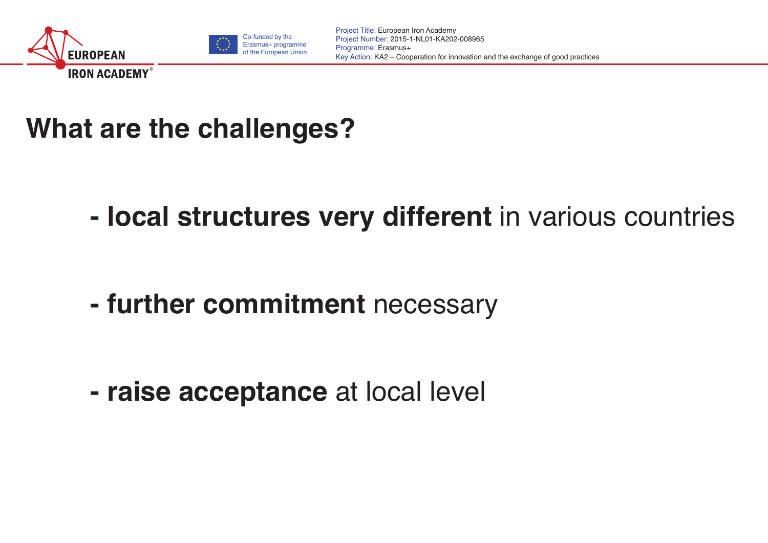# What are the challenges?

- **local structures very different** in various countries

- **further commitment** necessary

- **raise acceptance** at local level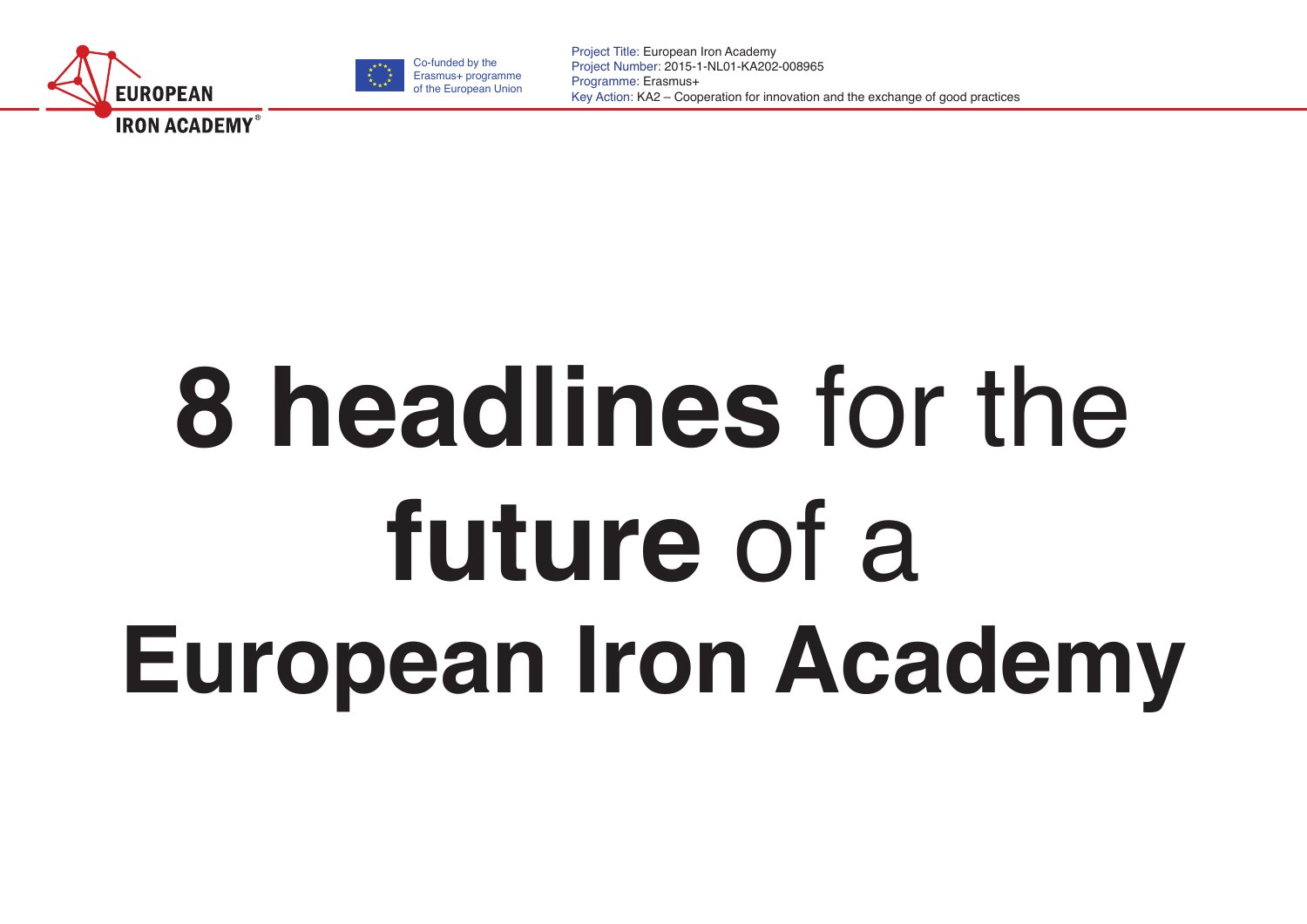# **8 headlines** for the **future** of a **European Iron Academy**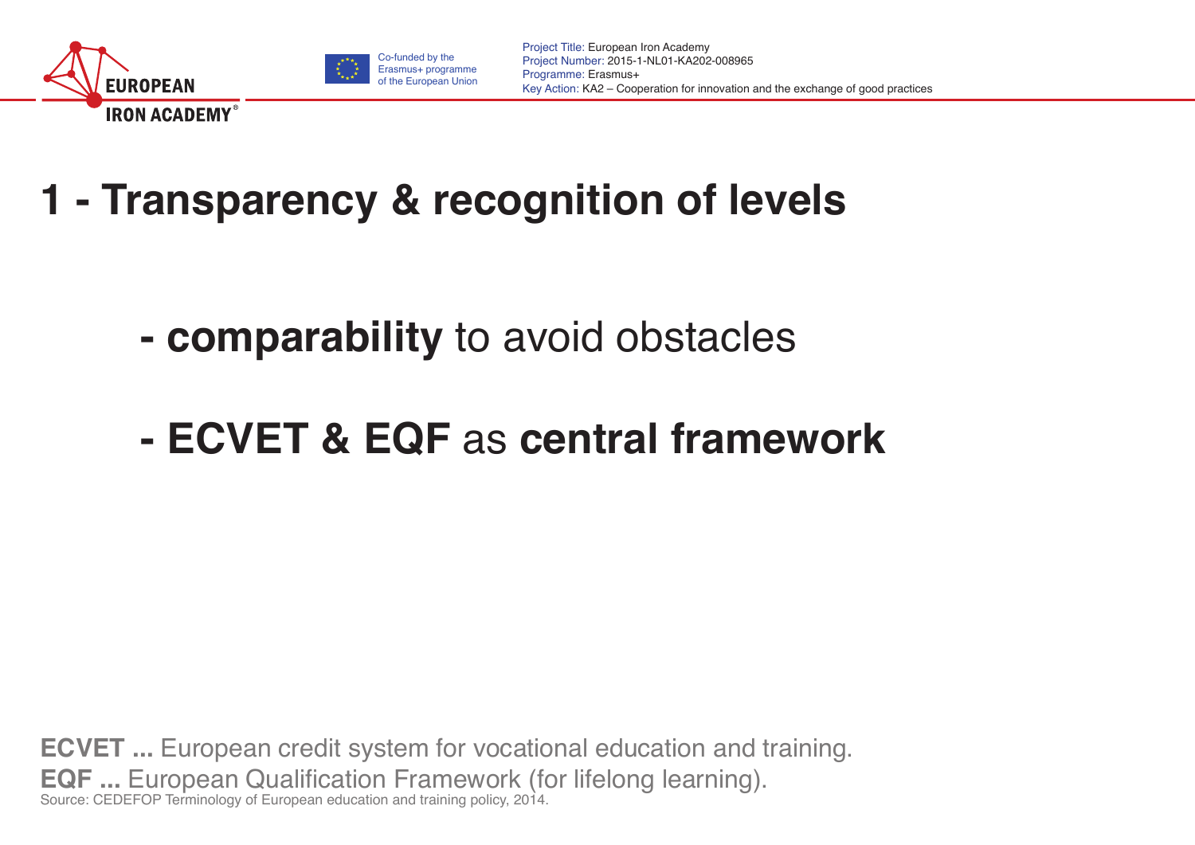# 1 - Transparency & recognition of levels

- **comparability** to avoid obstacles
- **ECVET & EQF** as **central framework**

**ECVET ...** European credit system for vocational education and training.
**EQF ...** European Qualification Framework (for lifelong learning).
Source: CEDEFOP Terminology of European education and training policy, 2014.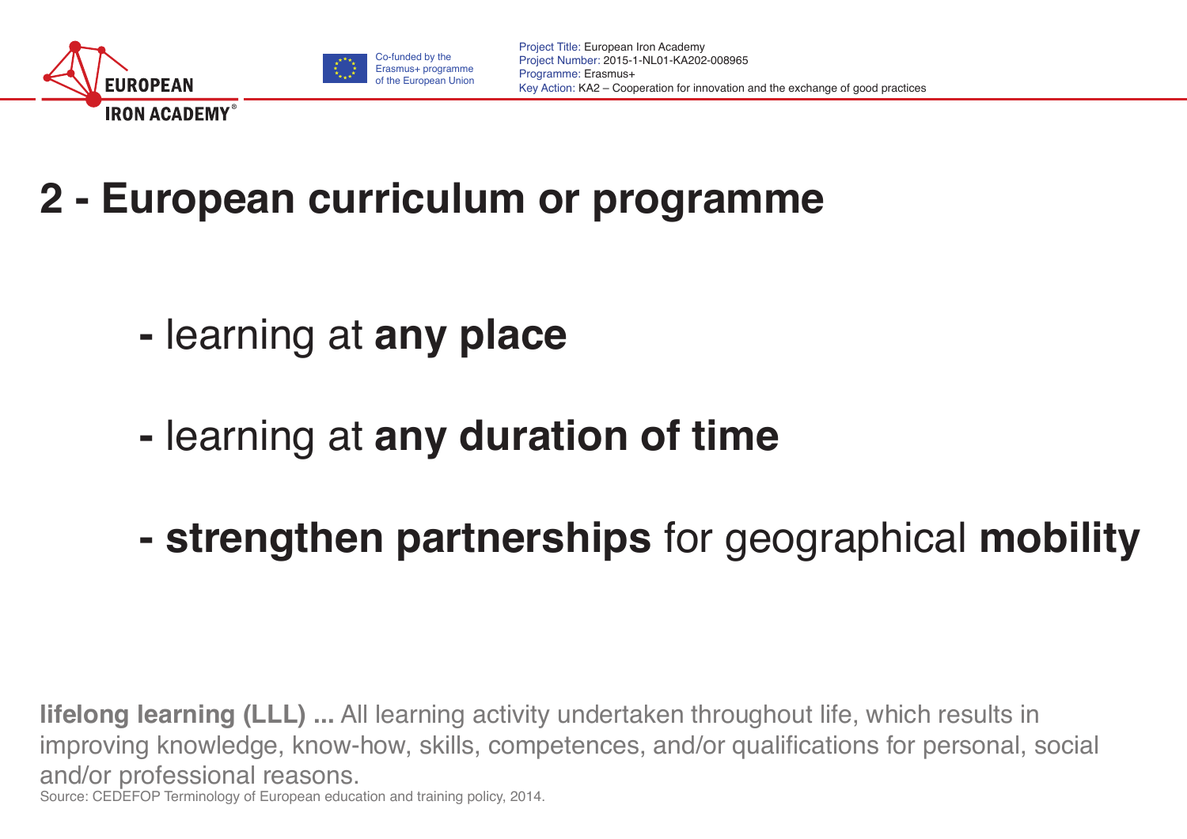## 2 - European curriculum or programme

- learning at **any place**
- learning at **any duration of time**
- **strengthen partnerships** for geographical **mobility**

**lifelong learning (LLL) ...** All learning activity undertaken throughout life, which results in improving knowledge, know-how, skills, competences, and/or qualifications for personal, social and/or professional reasons.

Source: CEDEFOP Terminology of European education and training policy, 2014.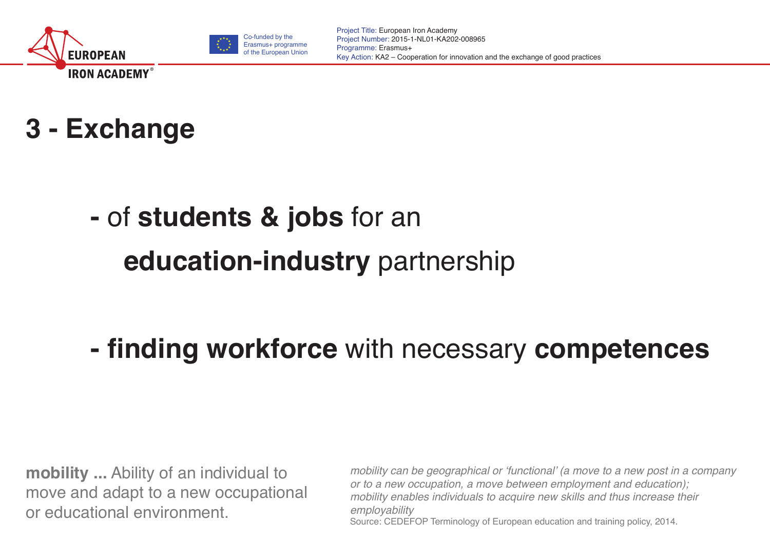# 3 - Exchange

- of **students & jobs** for an **education-industry** partnership

- **finding workforce** with necessary **competences**

**mobility ...** Ability of an individual to move and adapt to a new occupational or educational environment.

*mobility can be geographical or 'functional' (a move to a new post in a company or to a new occupation, a move between employment and education); mobility enables individuals to acquire new skills and thus increase their employability*

Source: CEDEFOP Terminology of European education and training policy, 2014.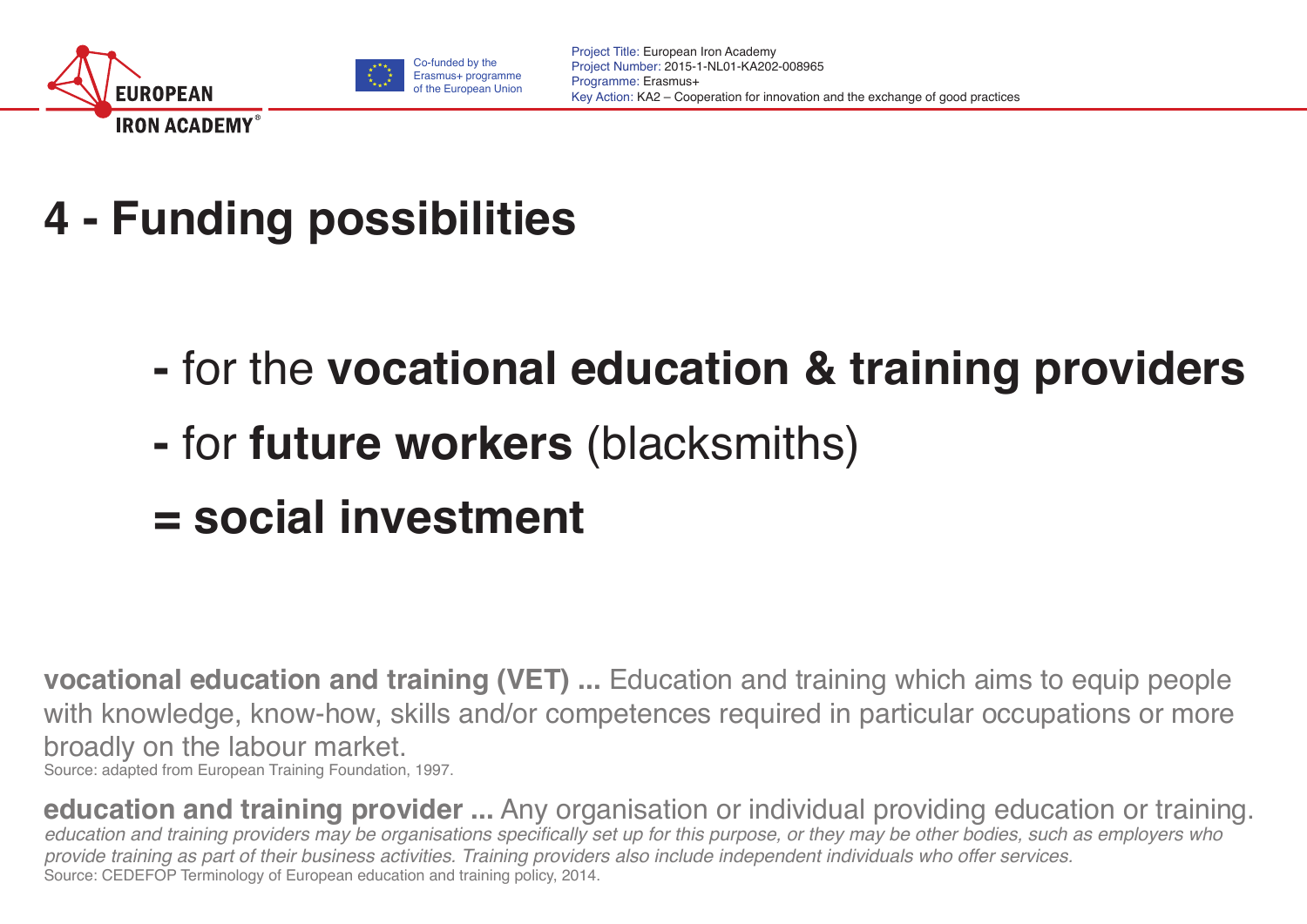# 4 - Funding possibilities

- for the **vocational education & training providers**
- for **future workers** (blacksmiths)

**= social investment**

**vocational education and training (VET) ...** Education and training which aims to equip people with knowledge, know-how, skills and/or competences required in particular occupations or more broadly on the labour market.
Source: adapted from European Training Foundation, 1997.

**education and training provider ...** Any organisation or individual providing education or training.
*education and training providers may be organisations specifically set up for this purpose, or they may be other bodies, such as employers who provide training as part of their business activities. Training providers also include independent individuals who offer services.*
Source: CEDEFOP Terminology of European education and training policy, 2014.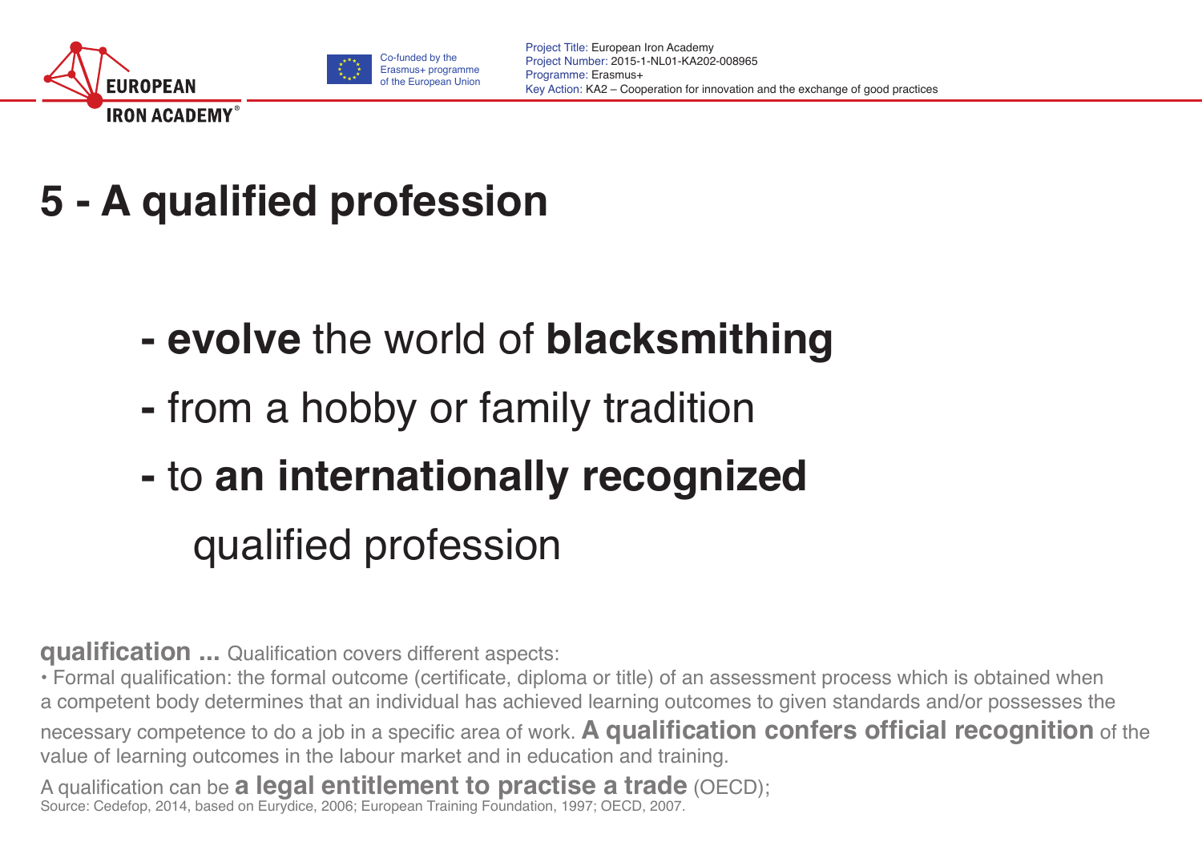# 5 - A qualified profession

- **evolve** the world of **blacksmithing**
- from a hobby or family tradition
- to **an internationally recognized** qualified profession

**qualification ...** Qualification covers different aspects:

• Formal qualification: the formal outcome (certificate, diploma or title) of an assessment process which is obtained when a competent body determines that an individual has achieved learning outcomes to given standards and/or possesses the necessary competence to do a job in a specific area of work. **A qualification confers official recognition** of the value of learning outcomes in the labour market and in education and training.

A qualification can be **a legal entitlement to practise a trade** (OECD);

Source: Cedefop, 2014, based on Eurydice, 2006; European Training Foundation, 1997; OECD, 2007.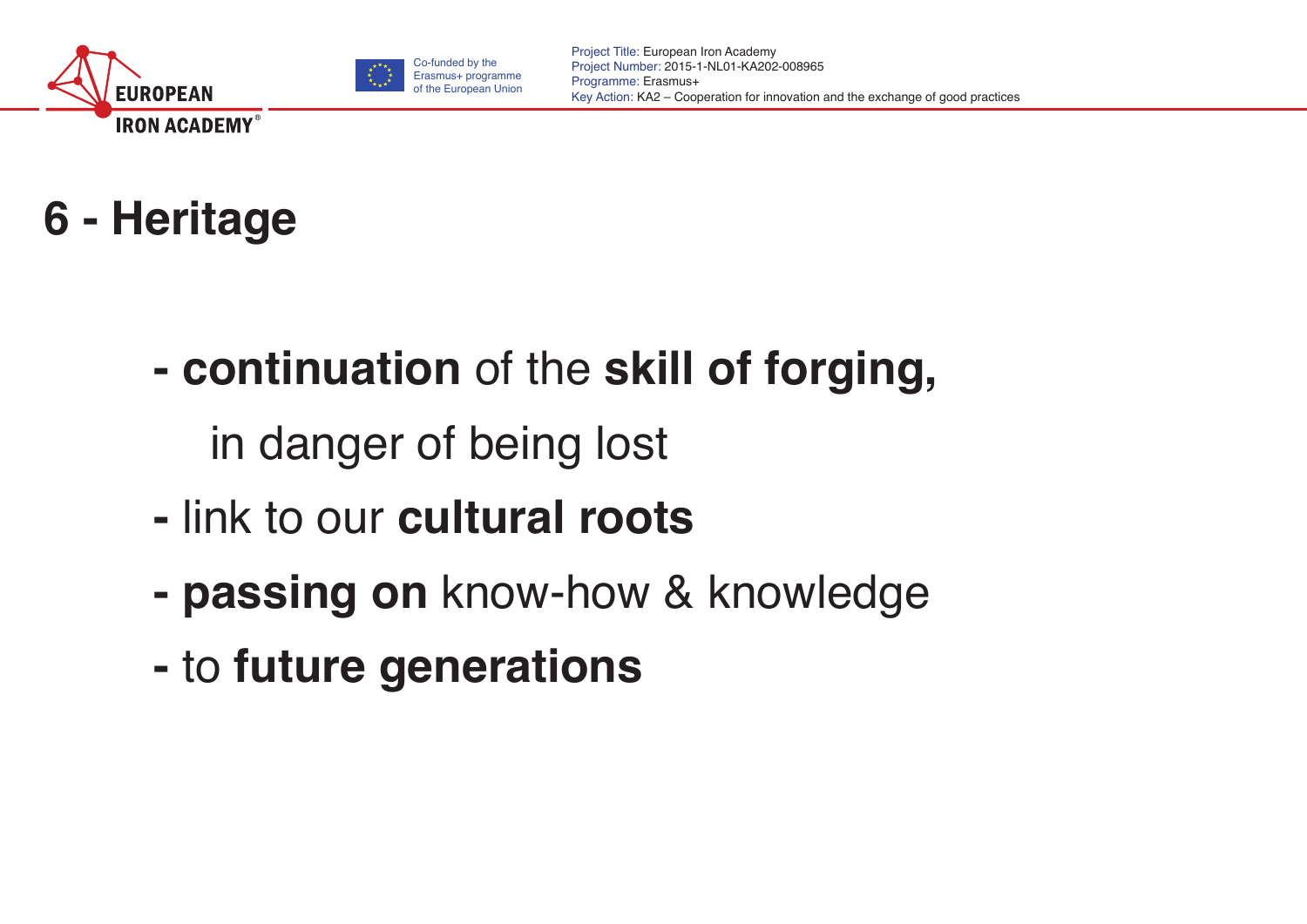# 6 - Heritage

- **continuation** of the **skill of forging,**

  in danger of being lost

- link to our **cultural roots**
- **passing on** know-how & knowledge
- to **future generations**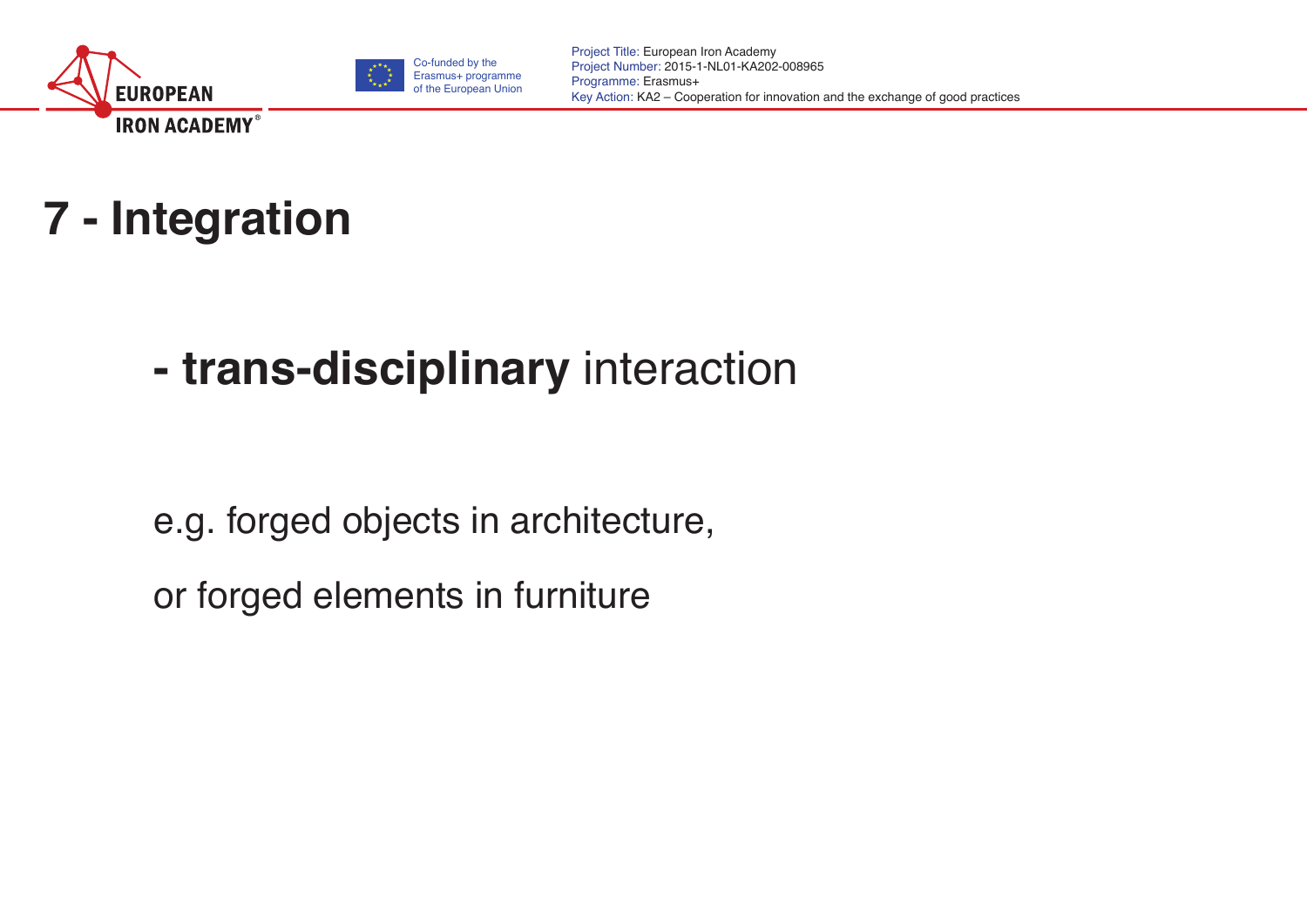# 7 - Integration

- **trans-disciplinary** interaction

e.g. forged objects in architecture,

or forged elements in furniture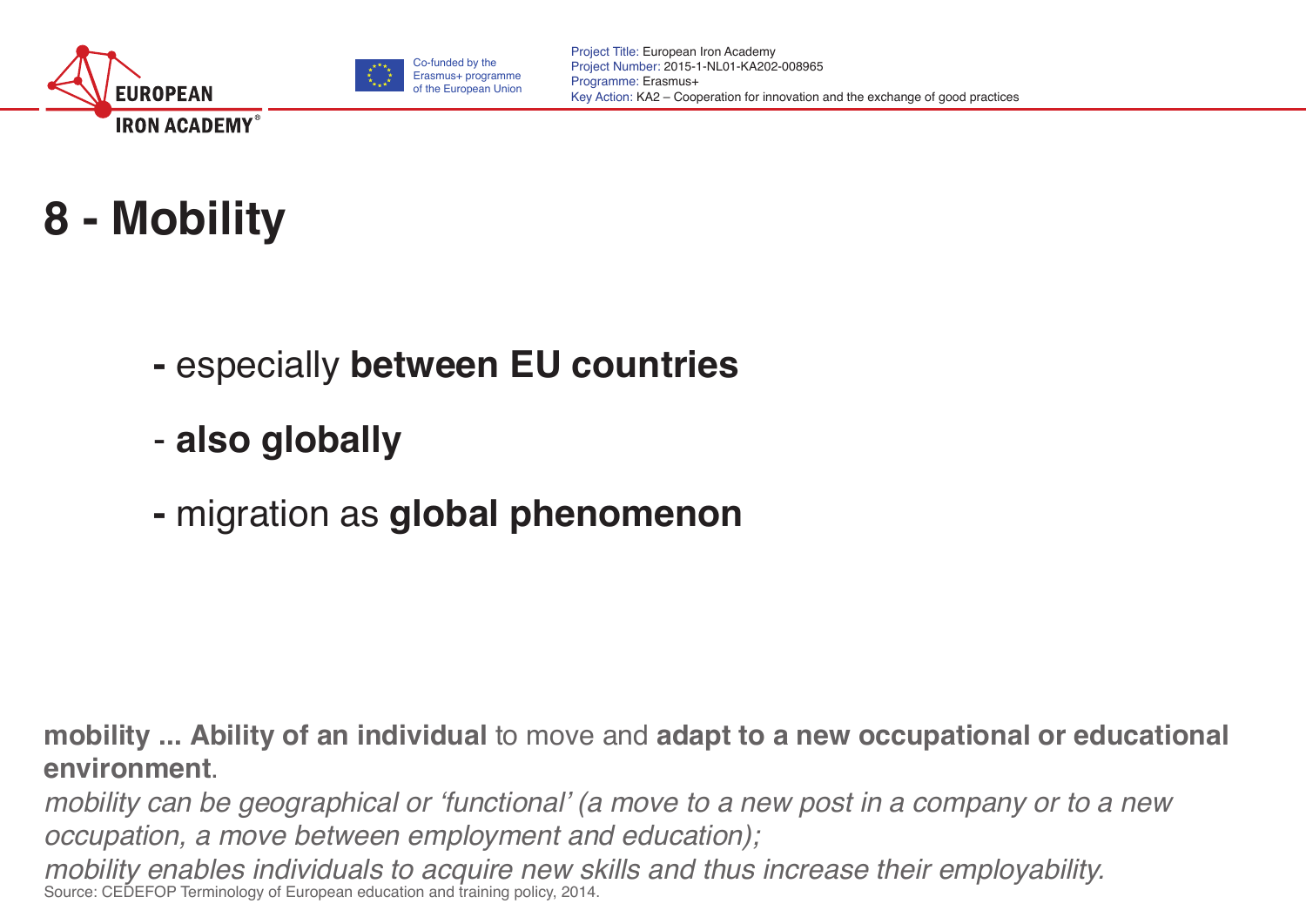# 8 - Mobility

- especially **between EU countries**
- **also globally**
- migration as **global phenomenon**

**mobility ... Ability of an individual** to move and **adapt to a new occupational or educational environment**.

*mobility can be geographical or 'functional' (a move to a new post in a company or to a new occupation, a move between employment and education);*

*mobility enables individuals to acquire new skills and thus increase their employability.*

Source: CEDEFOP Terminology of European education and training policy, 2014.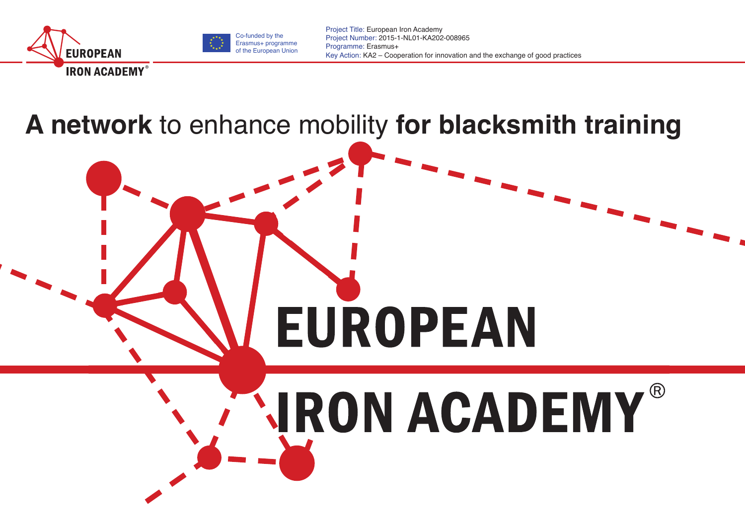Co-funded by the Erasmus+ programme of the European Union

Project Title: European Iron Academy
Project Number: 2015-1-NL01-KA202-008965
Programme: Erasmus+
Key Action: KA2 – Cooperation for innovation and the exchange of good practices

# **A network** to enhance mobility **for blacksmith training**

**EUROPEAN IRON ACADEMY®**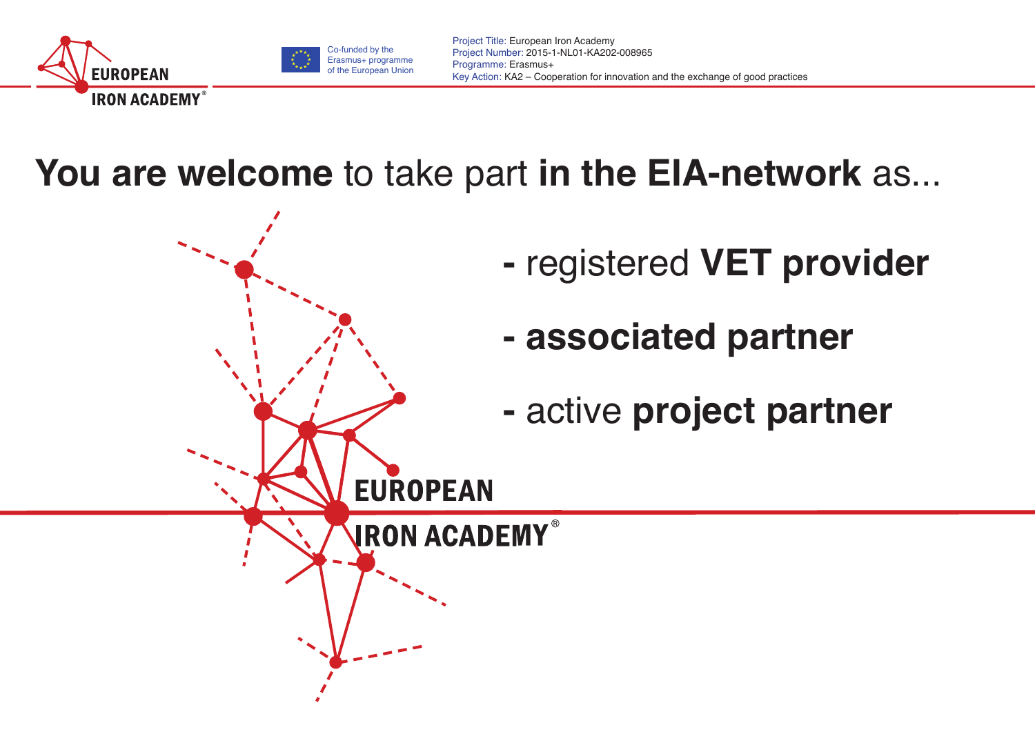Project Title: European Iron Academy
Project Number: 2015-1-NL01-KA202-008965
Programme: Erasmus+
Key Action: KA2 – Cooperation for innovation and the exchange of good practices

Co-funded by the Erasmus+ programme of the European Union

# **You are welcome** to take part **in the EIA-network** as...

- registered **VET provider**
- **associated partner**
- active **project partner**

EUROPEAN IRON ACADEMY®